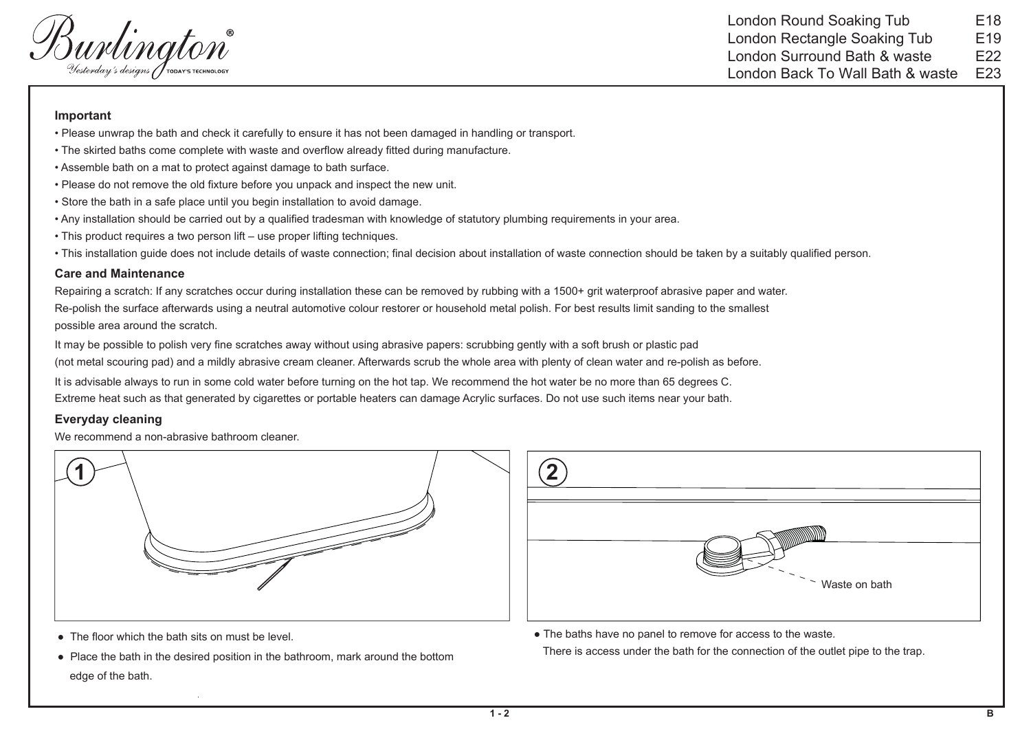Burlington® Yesterday's designs TODAY'S TECHNOLOGY

| | |
|---|---|
| London Round Soaking Tub | E18 |
| London Rectangle Soaking Tub | E19 |
| London Surround Bath & waste | E22 |
| London Back To Wall Bath & waste | E23 |

## Important

- Please unwrap the bath and check it carefully to ensure it has not been damaged in handling or transport.
- The skirted baths come complete with waste and overflow already fitted during manufacture.
- Assemble bath on a mat to protect against damage to bath surface.
- Please do not remove the old fixture before you unpack and inspect the new unit.
- Store the bath in a safe place until you begin installation to avoid damage.
- Any installation should be carried out by a qualified tradesman with knowledge of statutory plumbing requirements in your area.
- This product requires a two person lift – use proper lifting techniques.
- This installation guide does not include details of waste connection; final decision about installation of waste connection should be taken by a suitably qualified person.

## Care and Maintenance

Repairing a scratch: If any scratches occur during installation these can be removed by rubbing with a 1500+ grit waterproof abrasive paper and water.
Re-polish the surface afterwards using a neutral automotive colour restorer or household metal polish. For best results limit sanding to the smallest possible area around the scratch.

It may be possible to polish very fine scratches away without using abrasive papers: scrubbing gently with a soft brush or plastic pad (not metal scouring pad) and a mildly abrasive cream cleaner. Afterwards scrub the whole area with plenty of clean water and re-polish as before.

It is advisable always to run in some cold water before turning on the hot tap. We recommend the hot water be no more than 65 degrees C.
Extreme heat such as that generated by cigarettes or portable heaters can damage Acrylic surfaces. Do not use such items near your bath.

## Everyday cleaning

We recommend a non-abrasive bathroom cleaner.

**1**

- The floor which the bath sits on must be level.
- Place the bath in the desired position in the bathroom, mark around the bottom edge of the bath.

**2**

Waste on bath

- The baths have no panel to remove for access to the waste. There is access under the bath for the connection of the outlet pipe to the trap.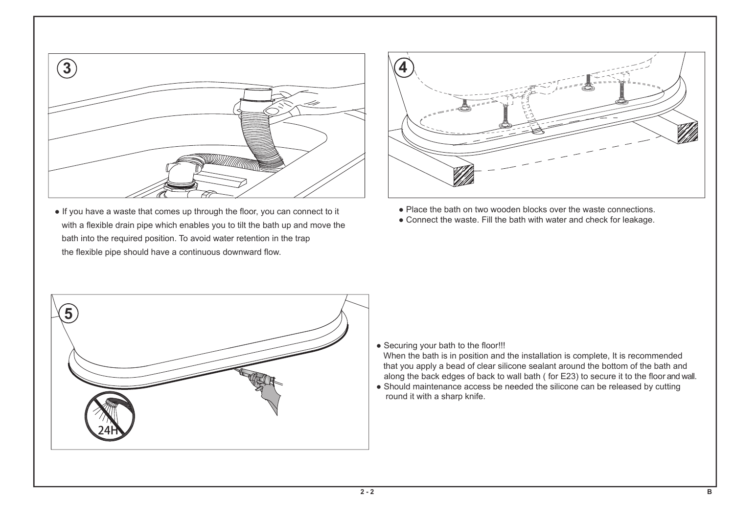3

- If you have a waste that comes up through the floor, you can connect to it with a flexible drain pipe which enables you to tilt the bath up and move the bath into the required position. To avoid water retention in the trap the flexible pipe should have a continuous downward flow.

4

- Place the bath on two wooden blocks over the waste connections.
- Connect the waste. Fill the bath with water and check for leakage.

5

24H

- Securing your bath to the floor!!!
  When the bath is in position and the installation is complete, It is recommended that you apply a bead of clear silicone sealant around the bottom of the bath and along the back edges of back to wall bath ( for E23) to secure it to the floor and wall.
- Should maintenance access be needed the silicone can be released by cutting round it with a sharp knife.